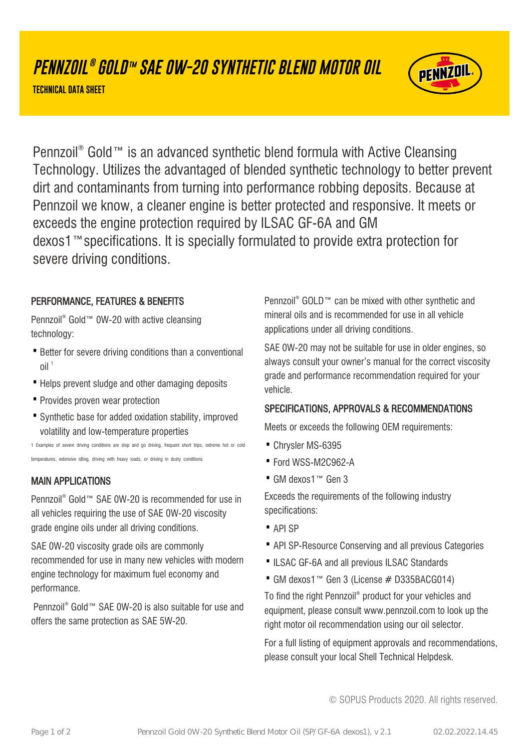# PENNZOIL® GOLD™ SAE 0W-20 SYNTHETIC BLEND MOTOR OIL

**TECHNICAL DATA SHEET**

Pennzoil® Gold™ is an advanced synthetic blend formula with Active Cleansing Technology. Utilizes the advantaged of blended synthetic technology to better prevent dirt and contaminants from turning into performance robbing deposits. Because at Pennzoil we know, a cleaner engine is better protected and responsive. It meets or exceeds the engine protection required by ILSAC GF-6A and GM dexos1™specifications. It is specially formulated to provide extra protection for severe driving conditions.

## PERFORMANCE, FEATURES & BENEFITS

Pennzoil® Gold™ 0W-20 with active cleansing technology:

- Better for severe driving conditions than a conventional oil [1]
- Helps prevent sludge and other damaging deposits
- Provides proven wear protection
- Synthetic base for added oxidation stability, improved volatility and low-temperature properties

1 Examples of severe driving conditions are stop and go driving, frequent short trips, extreme hot or cold temperatures, extensive idling, driving with heavy loads, or driving in dusty conditions

## MAIN APPLICATIONS

Pennzoil® Gold™ SAE 0W-20 is recommended for use in all vehicles requiring the use of SAE 0W-20 viscosity grade engine oils under all driving conditions.

SAE 0W-20 viscosity grade oils are commonly recommended for use in many new vehicles with modern engine technology for maximum fuel economy and performance.

Pennzoil® Gold™ SAE 0W-20 is also suitable for use and offers the same protection as SAE 5W-20.

Pennzoil® GOLD™ can be mixed with other synthetic and mineral oils and is recommended for use in all vehicle applications under all driving conditions.

SAE 0W-20 may not be suitable for use in older engines, so always consult your owner's manual for the correct viscosity grade and performance recommendation required for your vehicle.

## SPECIFICATIONS, APPROVALS & RECOMMENDATIONS

Meets or exceeds the following OEM requirements:

- Chrysler MS-6395
- Ford WSS-M2C962-A
- GM dexos1™ Gen 3

Exceeds the requirements of the following industry specifications:

- API SP
- API SP-Resource Conserving and all previous Categories
- ILSAC GF-6A and all previous ILSAC Standards
- GM dexos1™ Gen 3 (License # D335BACG014)

To find the right Pennzoil® product for your vehicles and equipment, please consult www.pennzoil.com to look up the right motor oil recommendation using our oil selector.

For a full listing of equipment approvals and recommendations, please consult your local Shell Technical Helpdesk.

© SOPUS Products 2020. All rights reserved.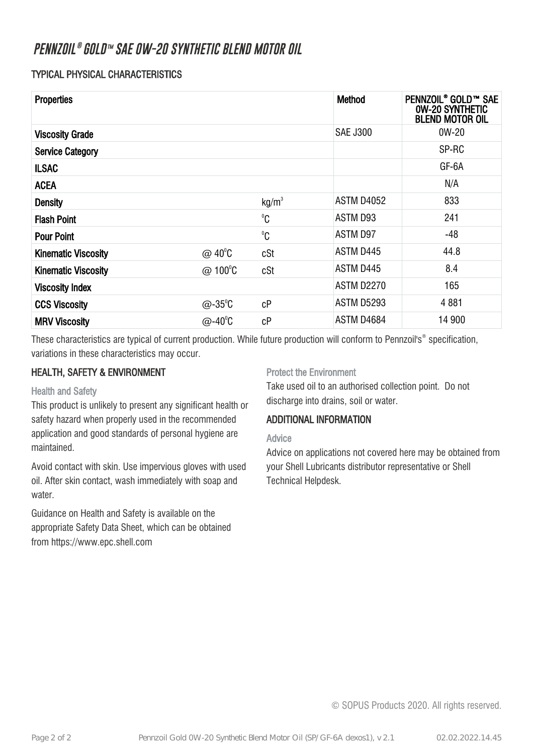# PENNZOIL® GOLD™ SAE 0W-20 SYNTHETIC BLEND MOTOR OIL

### TYPICAL PHYSICAL CHARACTERISTICS

| Properties | | | Method | PENNZOIL® GOLD™ SAE 0W-20 SYNTHETIC BLEND MOTOR OIL |
|---|---|---|---|---|
| Viscosity Grade | | | SAE J300 | 0W-20 |
| Service Category | | | | SP-RC |
| ILSAC | | | | GF-6A |
| ACEA | | | | N/A |
| Density | | $kg/m^3$ | ASTM D4052 | 833 |
| Flash Point | | °C | ASTM D93 | 241 |
| Pour Point | | °C | ASTM D97 | -48 |
| Kinematic Viscosity | @ 40°C | cSt | ASTM D445 | 44.8 |
| Kinematic Viscosity | @ 100°C | cSt | ASTM D445 | 8.4 |
| Viscosity Index | | | ASTM D2270 | 165 |
| CCS Viscosity | @-35°C | cP | ASTM D5293 | 4 881 |
| MRV Viscosity | @-40°C | cP | ASTM D4684 | 14 900 |

These characteristics are typical of current production. While future production will conform to Pennzoil's® specification, variations in these characteristics may occur.

### HEALTH, SAFETY & ENVIRONMENT

#### Health and Safety

This product is unlikely to present any significant health or safety hazard when properly used in the recommended application and good standards of personal hygiene are maintained.

Avoid contact with skin. Use impervious gloves with used oil. After skin contact, wash immediately with soap and water.

Guidance on Health and Safety is available on the appropriate Safety Data Sheet, which can be obtained from https://www.epc.shell.com

#### Protect the Environment

Take used oil to an authorised collection point. Do not discharge into drains, soil or water.

### ADDITIONAL INFORMATION

#### Advice

Advice on applications not covered here may be obtained from your Shell Lubricants distributor representative or Shell Technical Helpdesk.

© SOPUS Products 2020. All rights reserved.